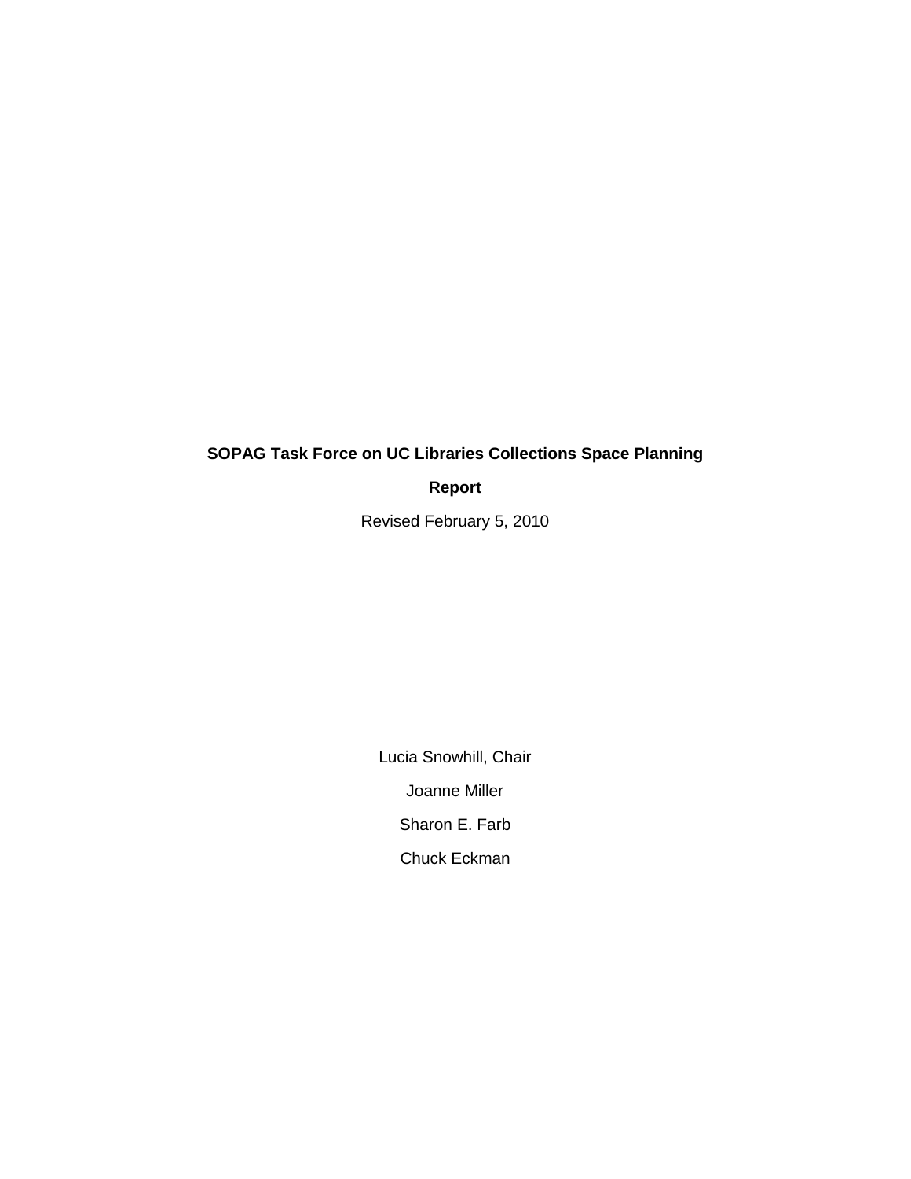# SOPAG Task Force on UC Libraries Collections Space Planning

## Report

Revised February 5, 2010

Lucia Snowhill, Chair

Joanne Miller

Sharon E. Farb

Chuck Eckman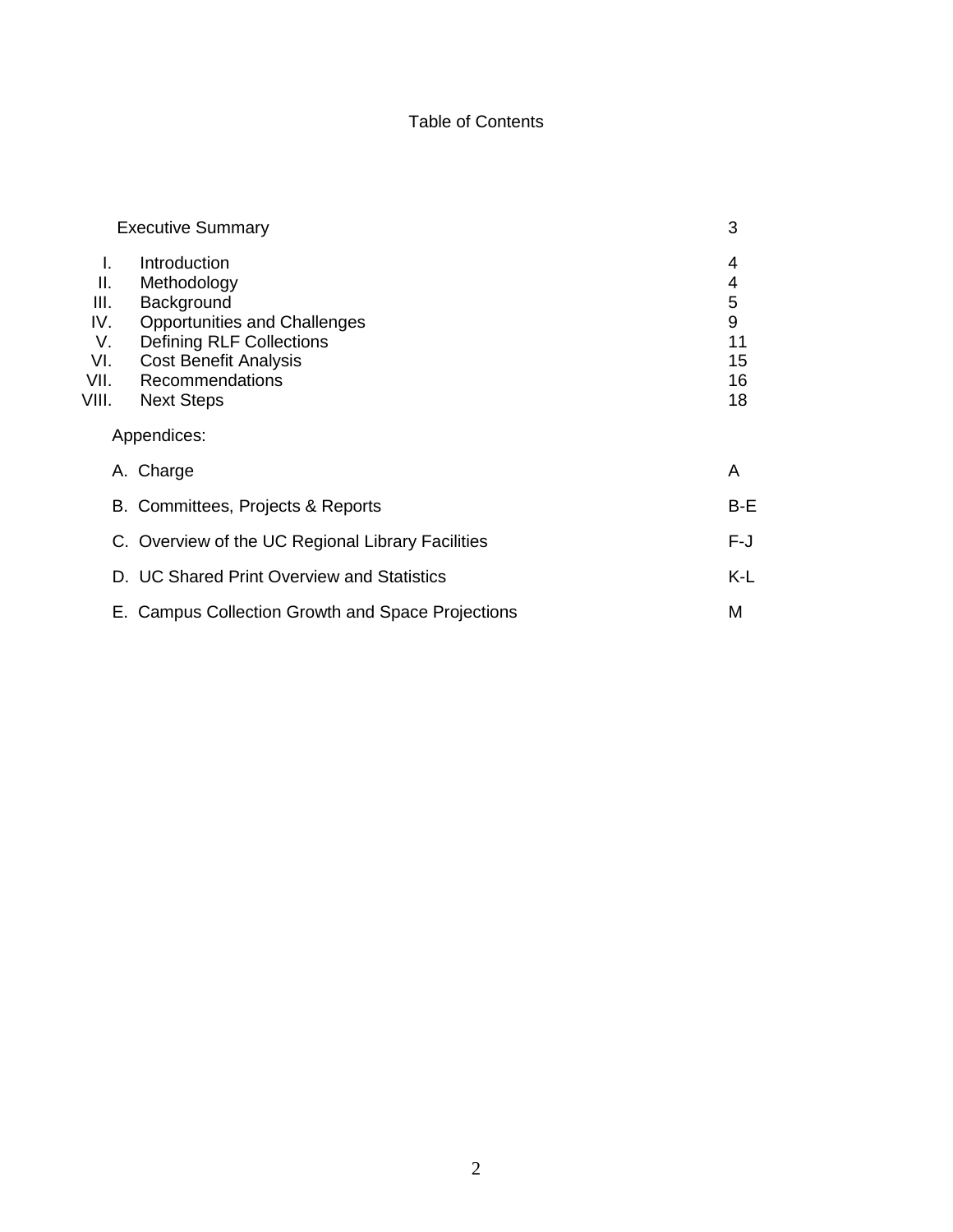# Table of Contents

| | | |
|---|---|---|
| | Executive Summary | 3 |
| I. | Introduction | 4 |
| II. | Methodology | 4 |
| III. | Background | 5 |
| IV. | Opportunities and Challenges | 9 |
| V. | Defining RLF Collections | 11 |
| VI. | Cost Benefit Analysis | 15 |
| VII. | Recommendations | 16 |
| VIII. | Next Steps | 18 |

Appendices:

| | |
|---|---|
| A. Charge | A |
| B. Committees, Projects & Reports | B-E |
| C. Overview of the UC Regional Library Facilities | F-J |
| D. UC Shared Print Overview and Statistics | K-L |
| E. Campus Collection Growth and Space Projections | M |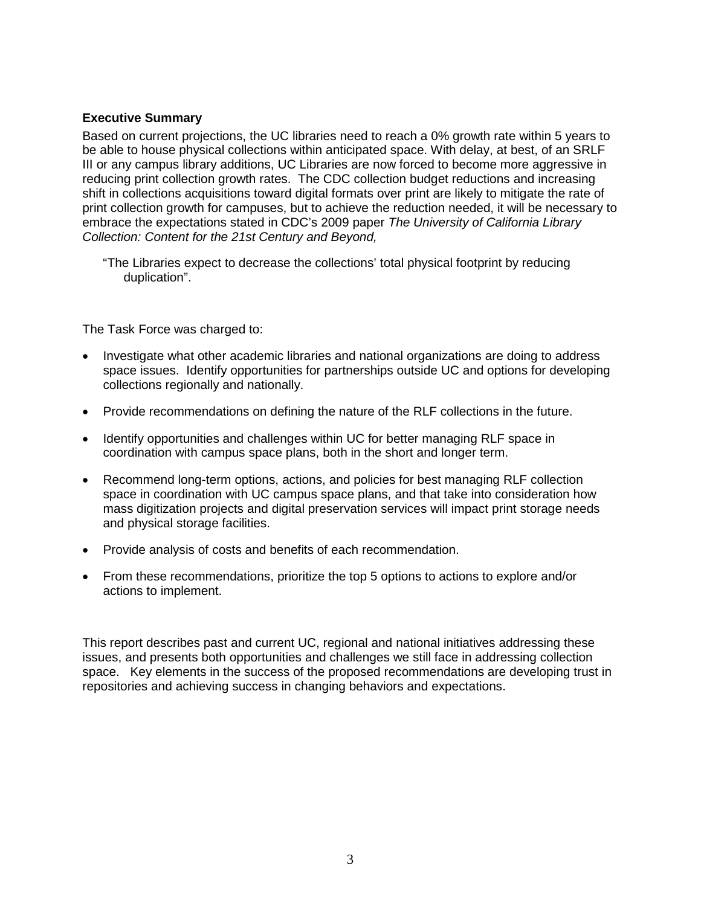**Executive Summary**

Based on current projections, the UC libraries need to reach a 0% growth rate within 5 years to be able to house physical collections within anticipated space. With delay, at best, of an SRLF III or any campus library additions, UC Libraries are now forced to become more aggressive in reducing print collection growth rates. The CDC collection budget reductions and increasing shift in collections acquisitions toward digital formats over print are likely to mitigate the rate of print collection growth for campuses, but to achieve the reduction needed, it will be necessary to embrace the expectations stated in CDC's 2009 paper *The University of California Library Collection: Content for the 21st Century and Beyond,*

> "The Libraries expect to decrease the collections' total physical footprint by reducing duplication".

The Task Force was charged to:

- Investigate what other academic libraries and national organizations are doing to address space issues. Identify opportunities for partnerships outside UC and options for developing collections regionally and nationally.
- Provide recommendations on defining the nature of the RLF collections in the future.
- Identify opportunities and challenges within UC for better managing RLF space in coordination with campus space plans, both in the short and longer term.
- Recommend long-term options, actions, and policies for best managing RLF collection space in coordination with UC campus space plans, and that take into consideration how mass digitization projects and digital preservation services will impact print storage needs and physical storage facilities.
- Provide analysis of costs and benefits of each recommendation.
- From these recommendations, prioritize the top 5 options to actions to explore and/or actions to implement.

This report describes past and current UC, regional and national initiatives addressing these issues, and presents both opportunities and challenges we still face in addressing collection space. Key elements in the success of the proposed recommendations are developing trust in repositories and achieving success in changing behaviors and expectations.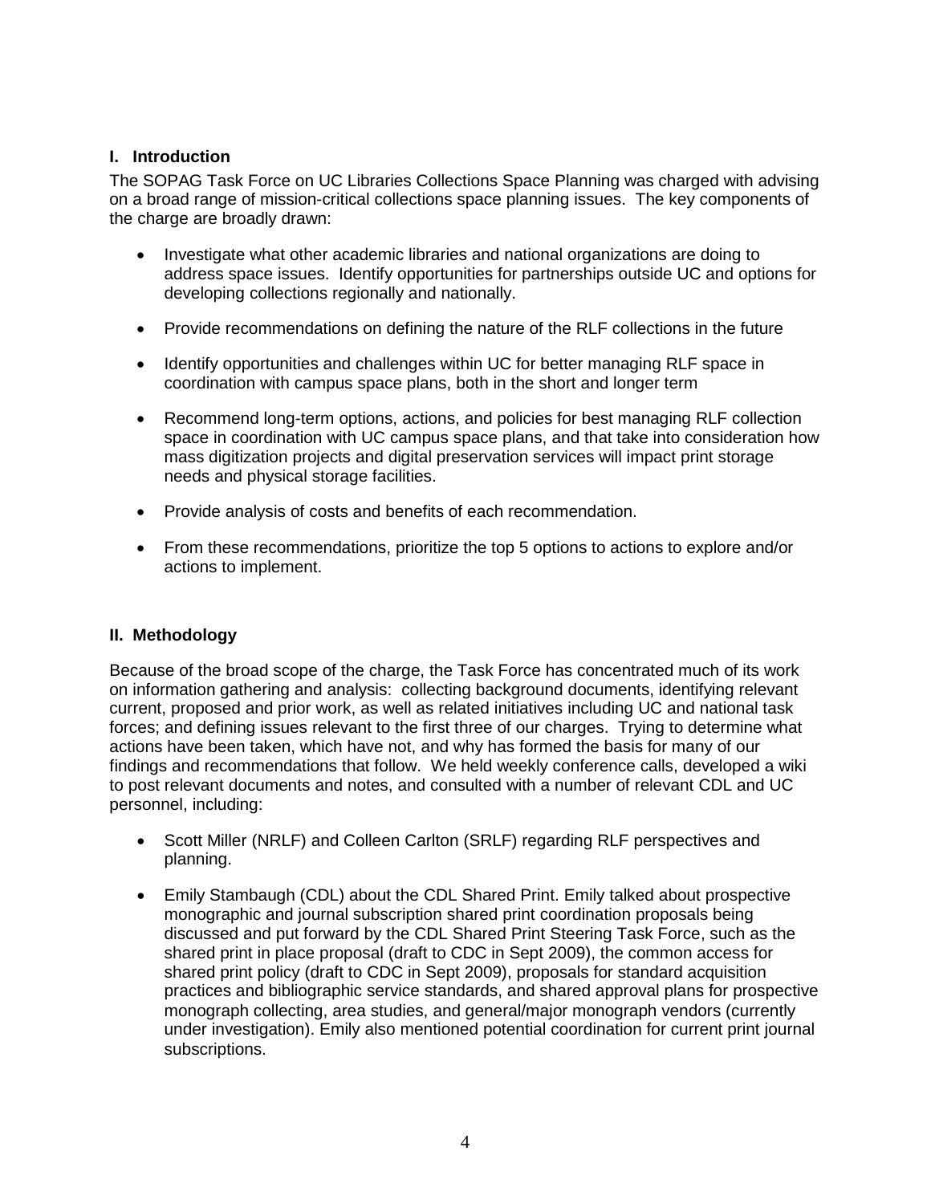## I. Introduction

The SOPAG Task Force on UC Libraries Collections Space Planning was charged with advising on a broad range of mission-critical collections space planning issues. The key components of the charge are broadly drawn:

- Investigate what other academic libraries and national organizations are doing to address space issues. Identify opportunities for partnerships outside UC and options for developing collections regionally and nationally.
- Provide recommendations on defining the nature of the RLF collections in the future
- Identify opportunities and challenges within UC for better managing RLF space in coordination with campus space plans, both in the short and longer term
- Recommend long-term options, actions, and policies for best managing RLF collection space in coordination with UC campus space plans, and that take into consideration how mass digitization projects and digital preservation services will impact print storage needs and physical storage facilities.
- Provide analysis of costs and benefits of each recommendation.
- From these recommendations, prioritize the top 5 options to actions to explore and/or actions to implement.

## II. Methodology

Because of the broad scope of the charge, the Task Force has concentrated much of its work on information gathering and analysis: collecting background documents, identifying relevant current, proposed and prior work, as well as related initiatives including UC and national task forces; and defining issues relevant to the first three of our charges. Trying to determine what actions have been taken, which have not, and why has formed the basis for many of our findings and recommendations that follow. We held weekly conference calls, developed a wiki to post relevant documents and notes, and consulted with a number of relevant CDL and UC personnel, including:

- Scott Miller (NRLF) and Colleen Carlton (SRLF) regarding RLF perspectives and planning.
- Emily Stambaugh (CDL) about the CDL Shared Print. Emily talked about prospective monographic and journal subscription shared print coordination proposals being discussed and put forward by the CDL Shared Print Steering Task Force, such as the shared print in place proposal (draft to CDC in Sept 2009), the common access for shared print policy (draft to CDC in Sept 2009), proposals for standard acquisition practices and bibliographic service standards, and shared approval plans for prospective monograph collecting, area studies, and general/major monograph vendors (currently under investigation). Emily also mentioned potential coordination for current print journal subscriptions.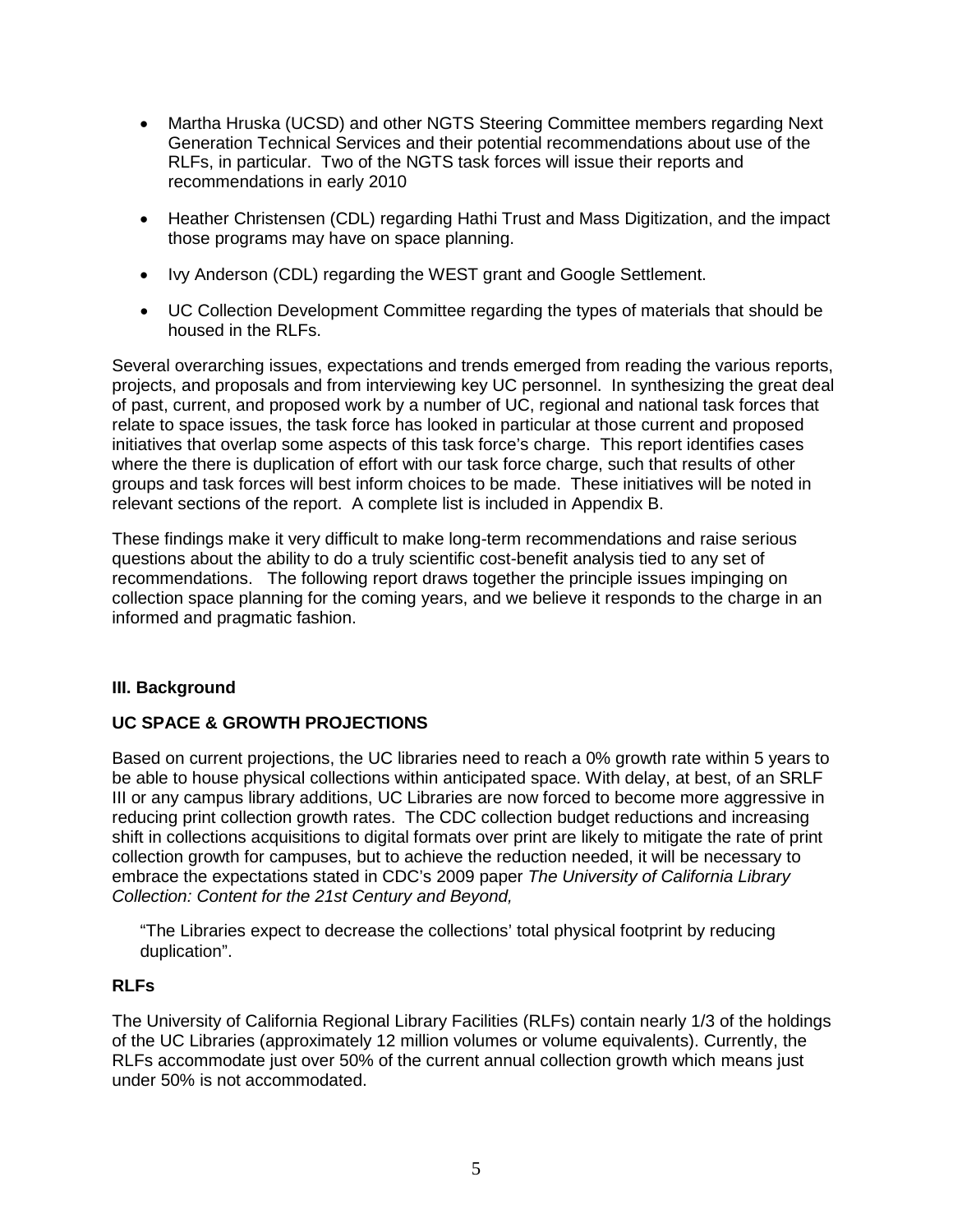- Martha Hruska (UCSD) and other NGTS Steering Committee members regarding Next Generation Technical Services and their potential recommendations about use of the RLFs, in particular. Two of the NGTS task forces will issue their reports and recommendations in early 2010

- Heather Christensen (CDL) regarding Hathi Trust and Mass Digitization, and the impact those programs may have on space planning.

- Ivy Anderson (CDL) regarding the WEST grant and Google Settlement.

- UC Collection Development Committee regarding the types of materials that should be housed in the RLFs.

Several overarching issues, expectations and trends emerged from reading the various reports, projects, and proposals and from interviewing key UC personnel. In synthesizing the great deal of past, current, and proposed work by a number of UC, regional and national task forces that relate to space issues, the task force has looked in particular at those current and proposed initiatives that overlap some aspects of this task force's charge. This report identifies cases where the there is duplication of effort with our task force charge, such that results of other groups and task forces will best inform choices to be made. These initiatives will be noted in relevant sections of the report. A complete list is included in Appendix B.

These findings make it very difficult to make long-term recommendations and raise serious questions about the ability to do a truly scientific cost-benefit analysis tied to any set of recommendations. The following report draws together the principle issues impinging on collection space planning for the coming years, and we believe it responds to the charge in an informed and pragmatic fashion.

## III. Background

### UC SPACE & GROWTH PROJECTIONS

Based on current projections, the UC libraries need to reach a 0% growth rate within 5 years to be able to house physical collections within anticipated space. With delay, at best, of an SRLF III or any campus library additions, UC Libraries are now forced to become more aggressive in reducing print collection growth rates. The CDC collection budget reductions and increasing shift in collections acquisitions to digital formats over print are likely to mitigate the rate of print collection growth for campuses, but to achieve the reduction needed, it will be necessary to embrace the expectations stated in CDC's 2009 paper *The University of California Library Collection: Content for the 21st Century and Beyond,*

> "The Libraries expect to decrease the collections' total physical footprint by reducing duplication".

### RLFs

The University of California Regional Library Facilities (RLFs) contain nearly 1/3 of the holdings of the UC Libraries (approximately 12 million volumes or volume equivalents). Currently, the RLFs accommodate just over 50% of the current annual collection growth which means just under 50% is not accommodated.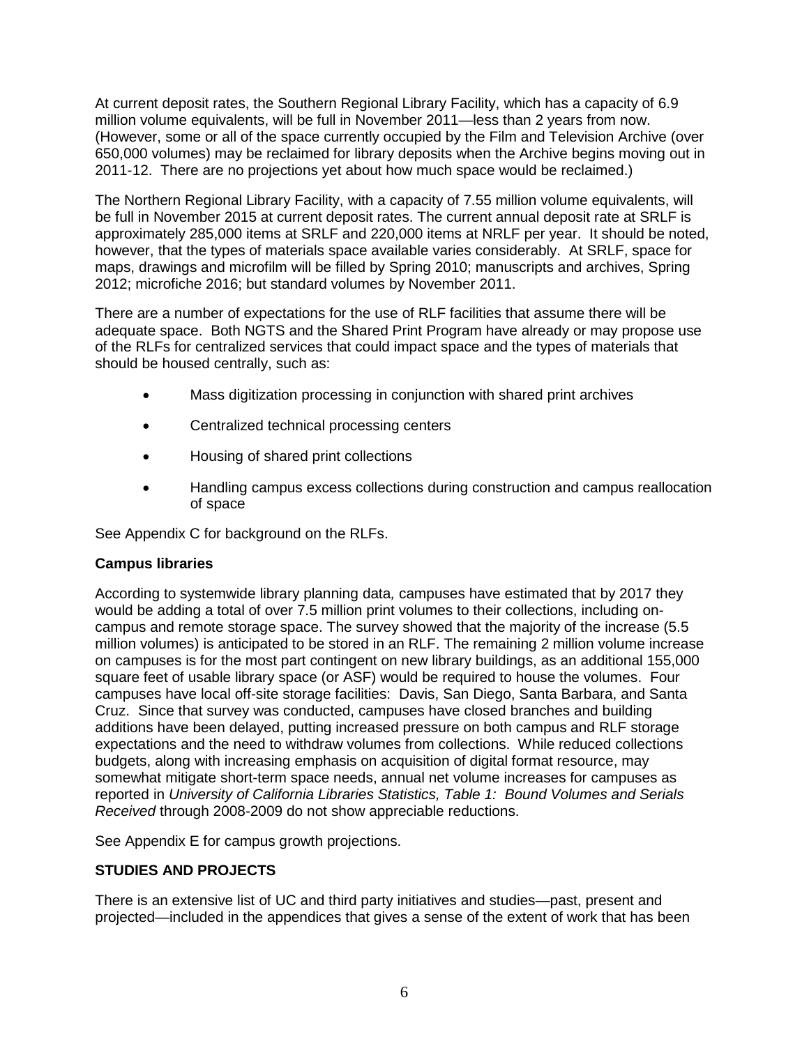At current deposit rates, the Southern Regional Library Facility, which has a capacity of 6.9 million volume equivalents, will be full in November 2011—less than 2 years from now. (However, some or all of the space currently occupied by the Film and Television Archive (over 650,000 volumes) may be reclaimed for library deposits when the Archive begins moving out in 2011-12. There are no projections yet about how much space would be reclaimed.)

The Northern Regional Library Facility, with a capacity of 7.55 million volume equivalents, will be full in November 2015 at current deposit rates. The current annual deposit rate at SRLF is approximately 285,000 items at SRLF and 220,000 items at NRLF per year. It should be noted, however, that the types of materials space available varies considerably. At SRLF, space for maps, drawings and microfilm will be filled by Spring 2010; manuscripts and archives, Spring 2012; microfiche 2016; but standard volumes by November 2011.

There are a number of expectations for the use of RLF facilities that assume there will be adequate space. Both NGTS and the Shared Print Program have already or may propose use of the RLFs for centralized services that could impact space and the types of materials that should be housed centrally, such as:

- Mass digitization processing in conjunction with shared print archives
- Centralized technical processing centers
- Housing of shared print collections
- Handling campus excess collections during construction and campus reallocation of space

See Appendix C for background on the RLFs.

**Campus libraries**

According to systemwide library planning data*,* campuses have estimated that by 2017 they would be adding a total of over 7.5 million print volumes to their collections, including on-campus and remote storage space. The survey showed that the majority of the increase (5.5 million volumes) is anticipated to be stored in an RLF. The remaining 2 million volume increase on campuses is for the most part contingent on new library buildings, as an additional 155,000 square feet of usable library space (or ASF) would be required to house the volumes. Four campuses have local off-site storage facilities: Davis, San Diego, Santa Barbara, and Santa Cruz. Since that survey was conducted, campuses have closed branches and building additions have been delayed, putting increased pressure on both campus and RLF storage expectations and the need to withdraw volumes from collections. While reduced collections budgets, along with increasing emphasis on acquisition of digital format resource, may somewhat mitigate short-term space needs, annual net volume increases for campuses as reported in *University of California Libraries Statistics, Table 1: Bound Volumes and Serials Received* through 2008-2009 do not show appreciable reductions.

See Appendix E for campus growth projections.

**STUDIES AND PROJECTS**

There is an extensive list of UC and third party initiatives and studies—past, present and projected—included in the appendices that gives a sense of the extent of work that has been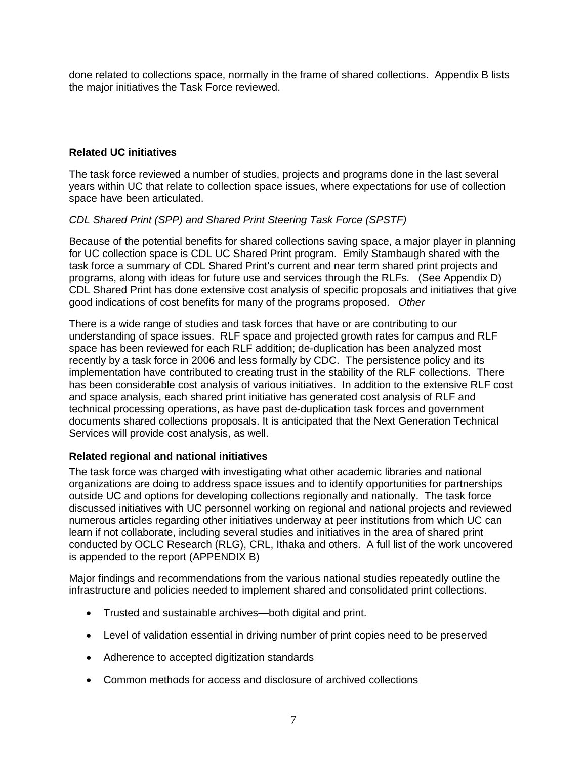done related to collections space, normally in the frame of shared collections. Appendix B lists the major initiatives the Task Force reviewed.

**Related UC initiatives**

The task force reviewed a number of studies, projects and programs done in the last several years within UC that relate to collection space issues, where expectations for use of collection space have been articulated.

*CDL Shared Print (SPP) and Shared Print Steering Task Force (SPSTF)*

Because of the potential benefits for shared collections saving space, a major player in planning for UC collection space is CDL UC Shared Print program. Emily Stambaugh shared with the task force a summary of CDL Shared Print's current and near term shared print projects and programs, along with ideas for future use and services through the RLFs. (See Appendix D) CDL Shared Print has done extensive cost analysis of specific proposals and initiatives that give good indications of cost benefits for many of the programs proposed. *Other*

There is a wide range of studies and task forces that have or are contributing to our understanding of space issues. RLF space and projected growth rates for campus and RLF space has been reviewed for each RLF addition; de-duplication has been analyzed most recently by a task force in 2006 and less formally by CDC. The persistence policy and its implementation have contributed to creating trust in the stability of the RLF collections. There has been considerable cost analysis of various initiatives. In addition to the extensive RLF cost and space analysis, each shared print initiative has generated cost analysis of RLF and technical processing operations, as have past de-duplication task forces and government documents shared collections proposals. It is anticipated that the Next Generation Technical Services will provide cost analysis, as well.

**Related regional and national initiatives**

The task force was charged with investigating what other academic libraries and national organizations are doing to address space issues and to identify opportunities for partnerships outside UC and options for developing collections regionally and nationally. The task force discussed initiatives with UC personnel working on regional and national projects and reviewed numerous articles regarding other initiatives underway at peer institutions from which UC can learn if not collaborate, including several studies and initiatives in the area of shared print conducted by OCLC Research (RLG), CRL, Ithaka and others. A full list of the work uncovered is appended to the report (APPENDIX B)

Major findings and recommendations from the various national studies repeatedly outline the infrastructure and policies needed to implement shared and consolidated print collections.

- Trusted and sustainable archives—both digital and print.
- Level of validation essential in driving number of print copies need to be preserved
- Adherence to accepted digitization standards
- Common methods for access and disclosure of archived collections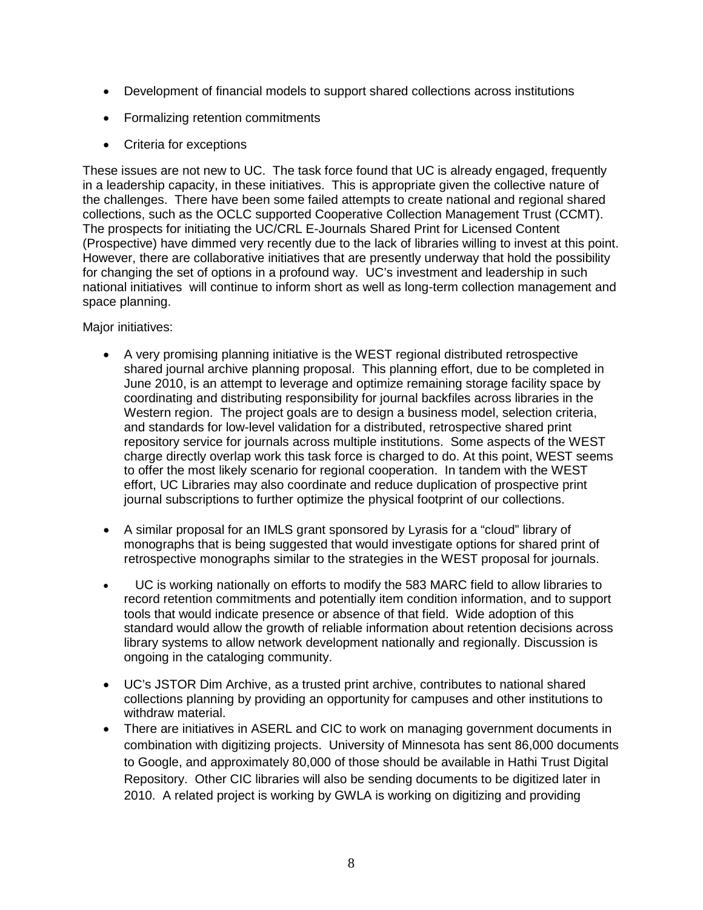- Development of financial models to support shared collections across institutions
- Formalizing retention commitments
- Criteria for exceptions

These issues are not new to UC. The task force found that UC is already engaged, frequently in a leadership capacity, in these initiatives. This is appropriate given the collective nature of the challenges. There have been some failed attempts to create national and regional shared collections, such as the OCLC supported Cooperative Collection Management Trust (CCMT). The prospects for initiating the UC/CRL E-Journals Shared Print for Licensed Content (Prospective) have dimmed very recently due to the lack of libraries willing to invest at this point. However, there are collaborative initiatives that are presently underway that hold the possibility for changing the set of options in a profound way. UC's investment and leadership in such national initiatives will continue to inform short as well as long-term collection management and space planning.

Major initiatives:

- A very promising planning initiative is the WEST regional distributed retrospective shared journal archive planning proposal. This planning effort, due to be completed in June 2010, is an attempt to leverage and optimize remaining storage facility space by coordinating and distributing responsibility for journal backfiles across libraries in the Western region. The project goals are to design a business model, selection criteria, and standards for low-level validation for a distributed, retrospective shared print repository service for journals across multiple institutions. Some aspects of the WEST charge directly overlap work this task force is charged to do. At this point, WEST seems to offer the most likely scenario for regional cooperation. In tandem with the WEST effort, UC Libraries may also coordinate and reduce duplication of prospective print journal subscriptions to further optimize the physical footprint of our collections.

- A similar proposal for an IMLS grant sponsored by Lyrasis for a "cloud" library of monographs that is being suggested that would investigate options for shared print of retrospective monographs similar to the strategies in the WEST proposal for journals.

- UC is working nationally on efforts to modify the 583 MARC field to allow libraries to record retention commitments and potentially item condition information, and to support tools that would indicate presence or absence of that field. Wide adoption of this standard would allow the growth of reliable information about retention decisions across library systems to allow network development nationally and regionally. Discussion is ongoing in the cataloging community.

- UC's JSTOR Dim Archive, as a trusted print archive, contributes to national shared collections planning by providing an opportunity for campuses and other institutions to withdraw material.
- There are initiatives in ASERL and CIC to work on managing government documents in combination with digitizing projects. University of Minnesota has sent 86,000 documents to Google, and approximately 80,000 of those should be available in Hathi Trust Digital Repository. Other CIC libraries will also be sending documents to be digitized later in 2010. A related project is working by GWLA is working on digitizing and providing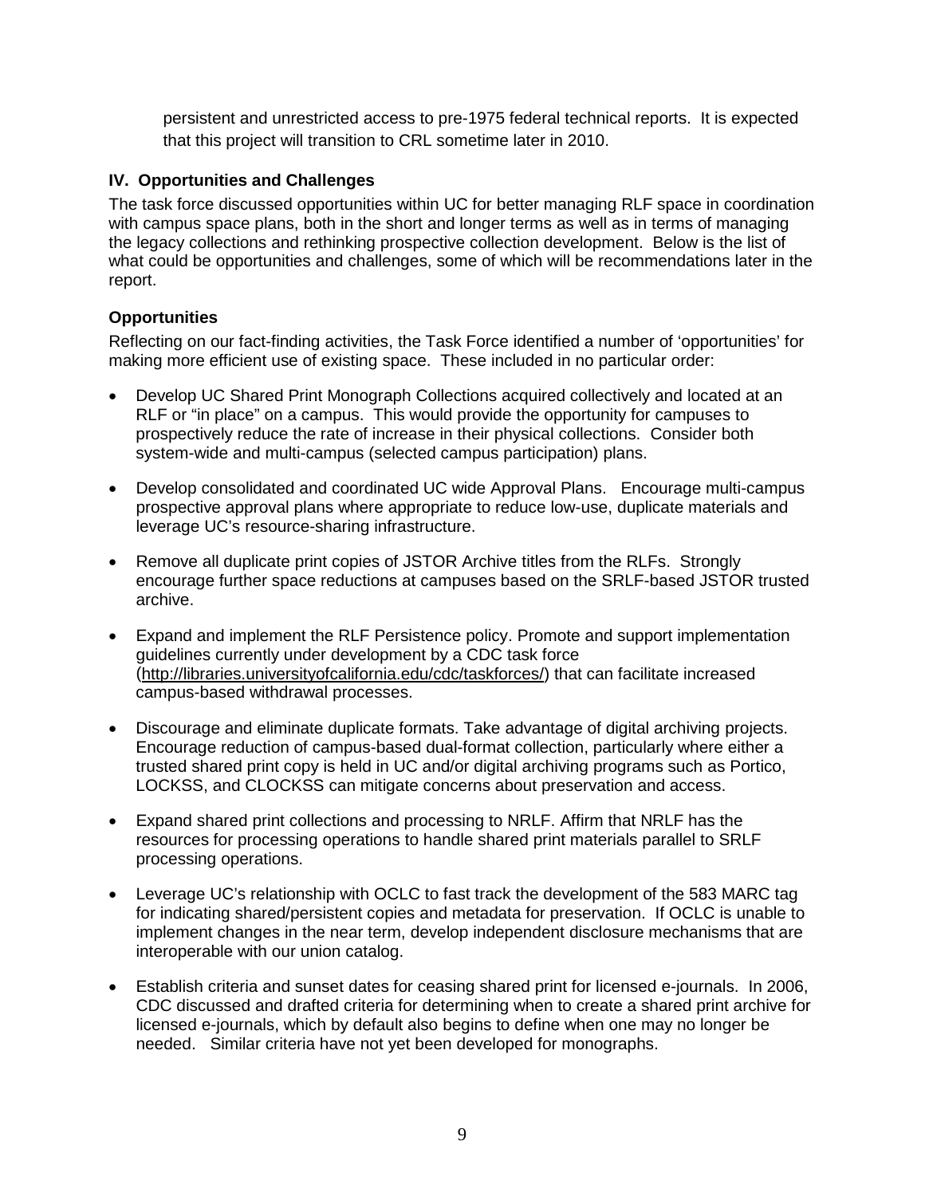persistent and unrestricted access to pre-1975 federal technical reports. It is expected that this project will transition to CRL sometime later in 2010.

## IV. Opportunities and Challenges

The task force discussed opportunities within UC for better managing RLF space in coordination with campus space plans, both in the short and longer terms as well as in terms of managing the legacy collections and rethinking prospective collection development. Below is the list of what could be opportunities and challenges, some of which will be recommendations later in the report.

### Opportunities

Reflecting on our fact-finding activities, the Task Force identified a number of 'opportunities' for making more efficient use of existing space. These included in no particular order:

- Develop UC Shared Print Monograph Collections acquired collectively and located at an RLF or "in place" on a campus. This would provide the opportunity for campuses to prospectively reduce the rate of increase in their physical collections. Consider both system-wide and multi-campus (selected campus participation) plans.

- Develop consolidated and coordinated UC wide Approval Plans. Encourage multi-campus prospective approval plans where appropriate to reduce low-use, duplicate materials and leverage UC's resource-sharing infrastructure.

- Remove all duplicate print copies of JSTOR Archive titles from the RLFs. Strongly encourage further space reductions at campuses based on the SRLF-based JSTOR trusted archive.

- Expand and implement the RLF Persistence policy. Promote and support implementation guidelines currently under development by a CDC task force (http://libraries.universityofcalifornia.edu/cdc/taskforces/) that can facilitate increased campus-based withdrawal processes.

- Discourage and eliminate duplicate formats. Take advantage of digital archiving projects. Encourage reduction of campus-based dual-format collection, particularly where either a trusted shared print copy is held in UC and/or digital archiving programs such as Portico, LOCKSS, and CLOCKSS can mitigate concerns about preservation and access.

- Expand shared print collections and processing to NRLF. Affirm that NRLF has the resources for processing operations to handle shared print materials parallel to SRLF processing operations.

- Leverage UC's relationship with OCLC to fast track the development of the 583 MARC tag for indicating shared/persistent copies and metadata for preservation. If OCLC is unable to implement changes in the near term, develop independent disclosure mechanisms that are interoperable with our union catalog.

- Establish criteria and sunset dates for ceasing shared print for licensed e-journals. In 2006, CDC discussed and drafted criteria for determining when to create a shared print archive for licensed e-journals, which by default also begins to define when one may no longer be needed. Similar criteria have not yet been developed for monographs.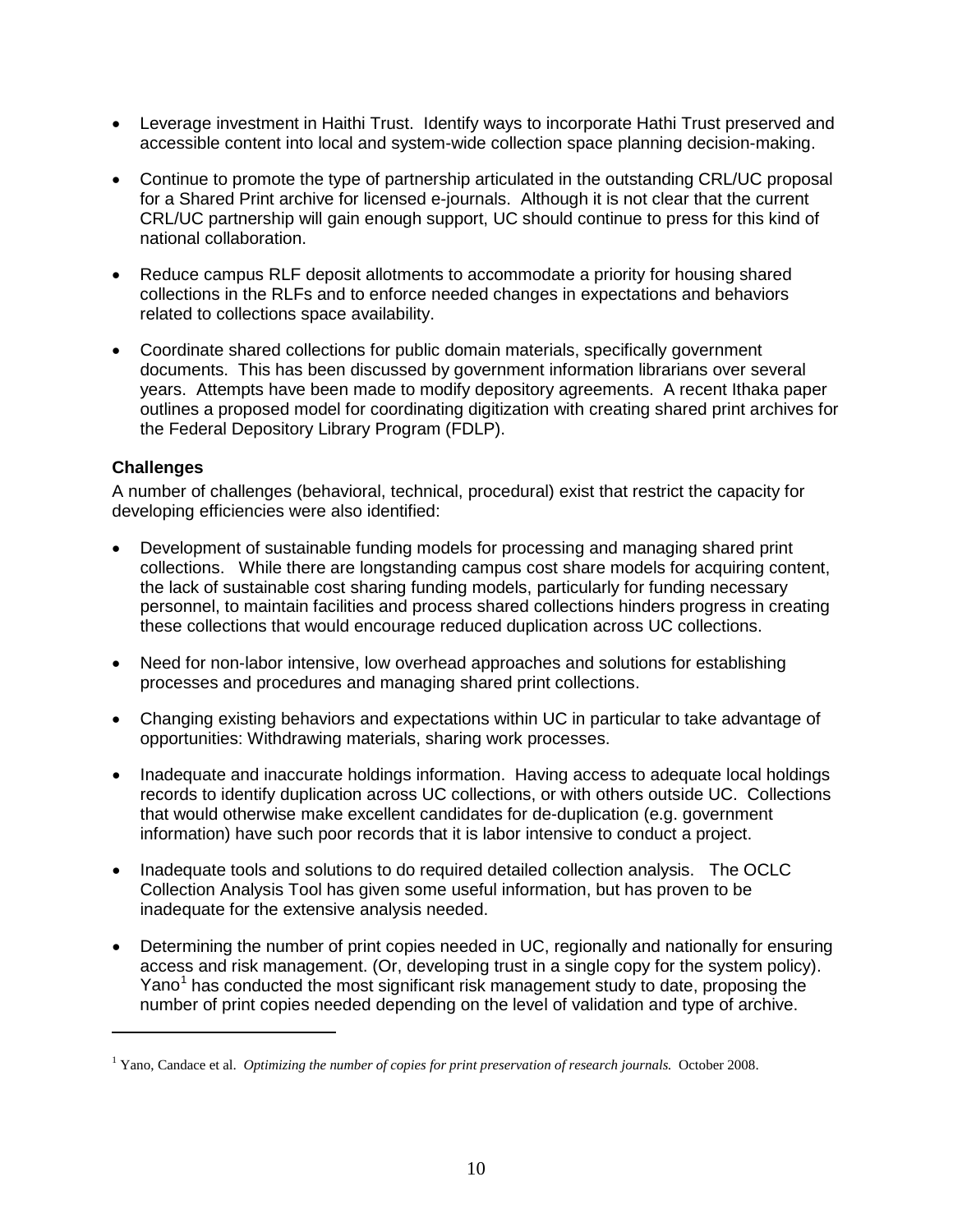- Leverage investment in Haithi Trust. Identify ways to incorporate Hathi Trust preserved and accessible content into local and system-wide collection space planning decision-making.
- Continue to promote the type of partnership articulated in the outstanding CRL/UC proposal for a Shared Print archive for licensed e-journals. Although it is not clear that the current CRL/UC partnership will gain enough support, UC should continue to press for this kind of national collaboration.
- Reduce campus RLF deposit allotments to accommodate a priority for housing shared collections in the RLFs and to enforce needed changes in expectations and behaviors related to collections space availability.
- Coordinate shared collections for public domain materials, specifically government documents. This has been discussed by government information librarians over several years. Attempts have been made to modify depository agreements. A recent Ithaka paper outlines a proposed model for coordinating digitization with creating shared print archives for the Federal Depository Library Program (FDLP).

**Challenges**

A number of challenges (behavioral, technical, procedural) exist that restrict the capacity for developing efficiencies were also identified:

- Development of sustainable funding models for processing and managing shared print collections. While there are longstanding campus cost share models for acquiring content, the lack of sustainable cost sharing funding models, particularly for funding necessary personnel, to maintain facilities and process shared collections hinders progress in creating these collections that would encourage reduced duplication across UC collections.
- Need for non-labor intensive, low overhead approaches and solutions for establishing processes and procedures and managing shared print collections.
- Changing existing behaviors and expectations within UC in particular to take advantage of opportunities: Withdrawing materials, sharing work processes.
- Inadequate and inaccurate holdings information. Having access to adequate local holdings records to identify duplication across UC collections, or with others outside UC. Collections that would otherwise make excellent candidates for de-duplication (e.g. government information) have such poor records that it is labor intensive to conduct a project.
- Inadequate tools and solutions to do required detailed collection analysis. The OCLC Collection Analysis Tool has given some useful information, but has proven to be inadequate for the extensive analysis needed.
- Determining the number of print copies needed in UC, regionally and nationally for ensuring access and risk management. (Or, developing trust in a single copy for the system policy). Yano[1] has conducted the most significant risk management study to date, proposing the number of print copies needed depending on the level of validation and type of archive.

---

[1] Yano, Candace et al. *Optimizing the number of copies for print preservation of research journals.* October 2008.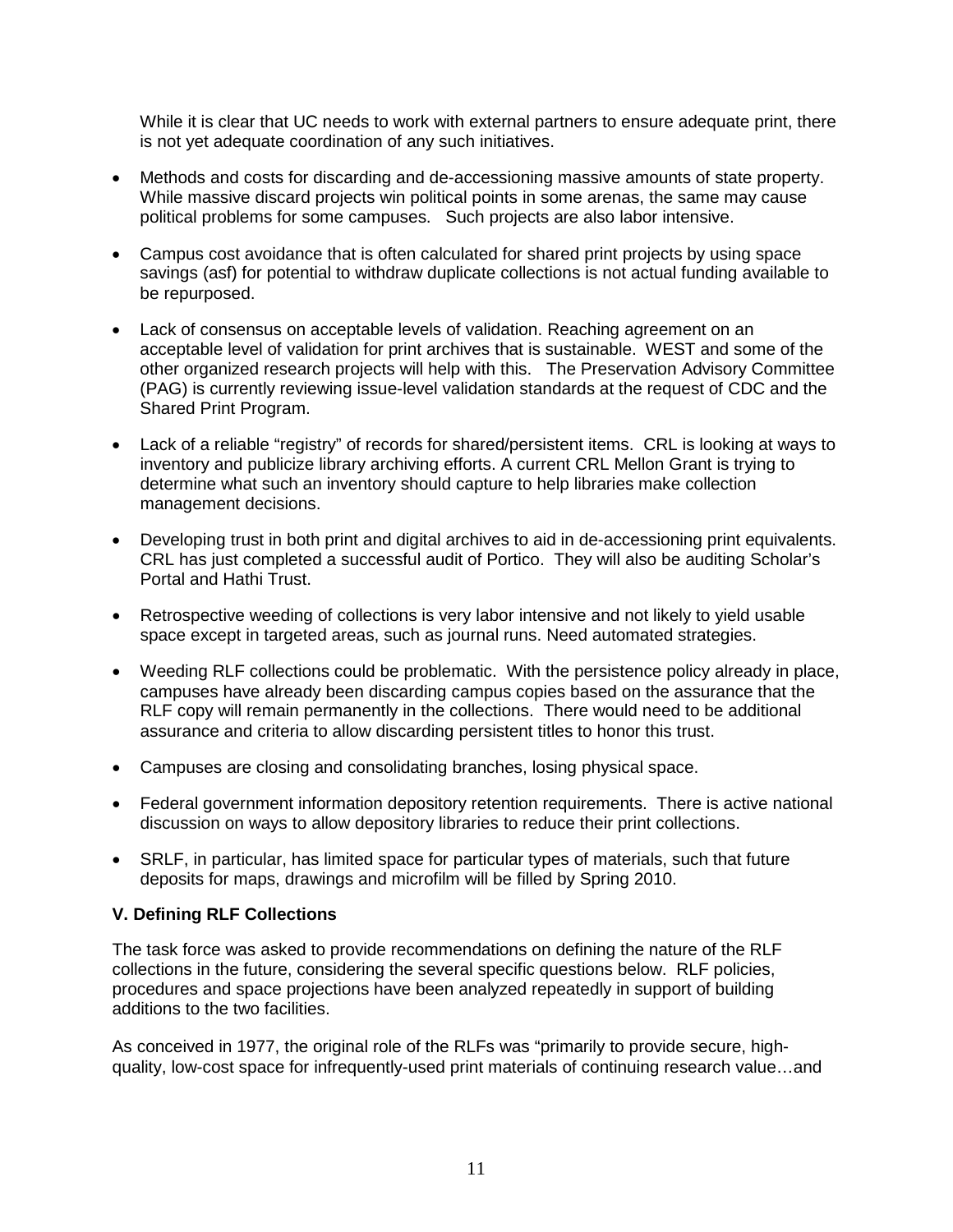While it is clear that UC needs to work with external partners to ensure adequate print, there is not yet adequate coordination of any such initiatives.

- Methods and costs for discarding and de-accessioning massive amounts of state property. While massive discard projects win political points in some arenas, the same may cause political problems for some campuses. Such projects are also labor intensive.
- Campus cost avoidance that is often calculated for shared print projects by using space savings (asf) for potential to withdraw duplicate collections is not actual funding available to be repurposed.
- Lack of consensus on acceptable levels of validation. Reaching agreement on an acceptable level of validation for print archives that is sustainable. WEST and some of the other organized research projects will help with this. The Preservation Advisory Committee (PAG) is currently reviewing issue-level validation standards at the request of CDC and the Shared Print Program.
- Lack of a reliable "registry" of records for shared/persistent items. CRL is looking at ways to inventory and publicize library archiving efforts. A current CRL Mellon Grant is trying to determine what such an inventory should capture to help libraries make collection management decisions.
- Developing trust in both print and digital archives to aid in de-accessioning print equivalents. CRL has just completed a successful audit of Portico. They will also be auditing Scholar's Portal and Hathi Trust.
- Retrospective weeding of collections is very labor intensive and not likely to yield usable space except in targeted areas, such as journal runs. Need automated strategies.
- Weeding RLF collections could be problematic. With the persistence policy already in place, campuses have already been discarding campus copies based on the assurance that the RLF copy will remain permanently in the collections. There would need to be additional assurance and criteria to allow discarding persistent titles to honor this trust.
- Campuses are closing and consolidating branches, losing physical space.
- Federal government information depository retention requirements. There is active national discussion on ways to allow depository libraries to reduce their print collections.
- SRLF, in particular, has limited space for particular types of materials, such that future deposits for maps, drawings and microfilm will be filled by Spring 2010.

### V. Defining RLF Collections

The task force was asked to provide recommendations on defining the nature of the RLF collections in the future, considering the several specific questions below. RLF policies, procedures and space projections have been analyzed repeatedly in support of building additions to the two facilities.

As conceived in 1977, the original role of the RLFs was "primarily to provide secure, high-quality, low-cost space for infrequently-used print materials of continuing research value…and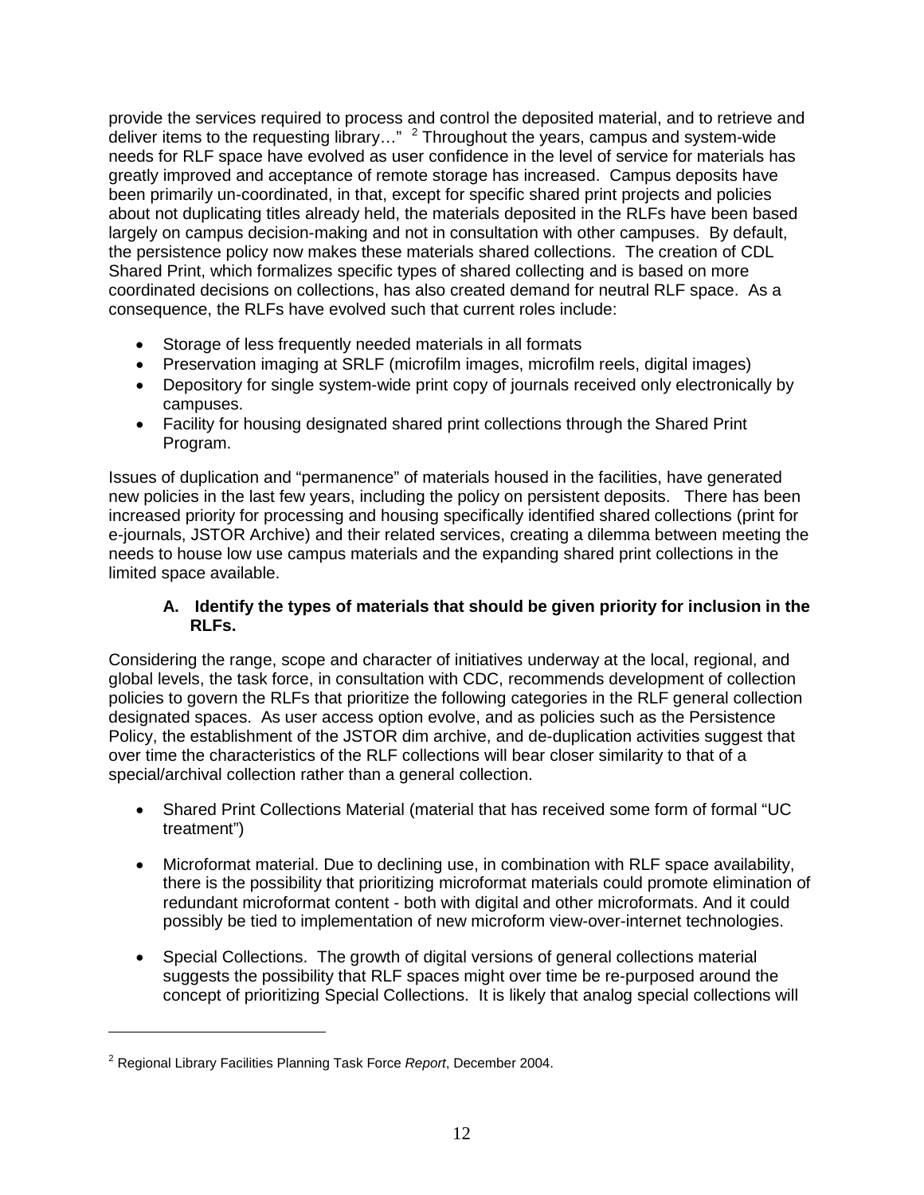provide the services required to process and control the deposited material, and to retrieve and deliver items to the requesting library…" [2] Throughout the years, campus and system-wide needs for RLF space have evolved as user confidence in the level of service for materials has greatly improved and acceptance of remote storage has increased. Campus deposits have been primarily un-coordinated, in that, except for specific shared print projects and policies about not duplicating titles already held, the materials deposited in the RLFs have been based largely on campus decision-making and not in consultation with other campuses. By default, the persistence policy now makes these materials shared collections. The creation of CDL Shared Print, which formalizes specific types of shared collecting and is based on more coordinated decisions on collections, has also created demand for neutral RLF space. As a consequence, the RLFs have evolved such that current roles include:

- Storage of less frequently needed materials in all formats
- Preservation imaging at SRLF (microfilm images, microfilm reels, digital images)
- Depository for single system-wide print copy of journals received only electronically by campuses.
- Facility for housing designated shared print collections through the Shared Print Program.

Issues of duplication and "permanence" of materials housed in the facilities, have generated new policies in the last few years, including the policy on persistent deposits. There has been increased priority for processing and housing specifically identified shared collections (print for e-journals, JSTOR Archive) and their related services, creating a dilemma between meeting the needs to house low use campus materials and the expanding shared print collections in the limited space available.

### A. Identify the types of materials that should be given priority for inclusion in the RLFs.

Considering the range, scope and character of initiatives underway at the local, regional, and global levels, the task force, in consultation with CDC, recommends development of collection policies to govern the RLFs that prioritize the following categories in the RLF general collection designated spaces. As user access option evolve, and as policies such as the Persistence Policy, the establishment of the JSTOR dim archive, and de-duplication activities suggest that over time the characteristics of the RLF collections will bear closer similarity to that of a special/archival collection rather than a general collection.

- Shared Print Collections Material (material that has received some form of formal "UC treatment")

- Microformat material. Due to declining use, in combination with RLF space availability, there is the possibility that prioritizing microformat materials could promote elimination of redundant microformat content - both with digital and other microformats. And it could possibly be tied to implementation of new microform view-over-internet technologies.

- Special Collections. The growth of digital versions of general collections material suggests the possibility that RLF spaces might over time be re-purposed around the concept of prioritizing Special Collections. It is likely that analog special collections will

[2] Regional Library Facilities Planning Task Force *Report*, December 2004.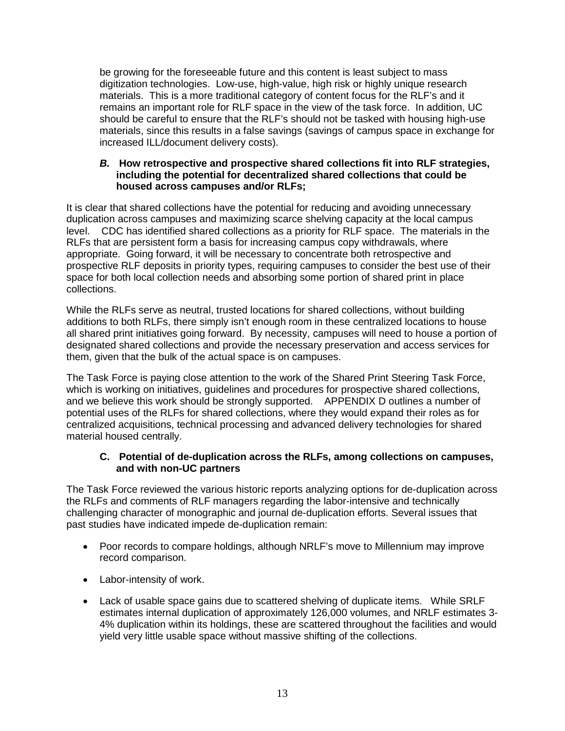be growing for the foreseeable future and this content is least subject to mass digitization technologies. Low-use, high-value, high risk or highly unique research materials. This is a more traditional category of content focus for the RLF's and it remains an important role for RLF space in the view of the task force. In addition, UC should be careful to ensure that the RLF's should not be tasked with housing high-use materials, since this results in a false savings (savings of campus space in exchange for increased ILL/document delivery costs).

### *B.* How retrospective and prospective shared collections fit into RLF strategies, including the potential for decentralized shared collections that could be housed across campuses and/or RLFs;

It is clear that shared collections have the potential for reducing and avoiding unnecessary duplication across campuses and maximizing scarce shelving capacity at the local campus level. CDC has identified shared collections as a priority for RLF space. The materials in the RLFs that are persistent form a basis for increasing campus copy withdrawals, where appropriate. Going forward, it will be necessary to concentrate both retrospective and prospective RLF deposits in priority types, requiring campuses to consider the best use of their space for both local collection needs and absorbing some portion of shared print in place collections.

While the RLFs serve as neutral, trusted locations for shared collections, without building additions to both RLFs, there simply isn't enough room in these centralized locations to house all shared print initiatives going forward. By necessity, campuses will need to house a portion of designated shared collections and provide the necessary preservation and access services for them, given that the bulk of the actual space is on campuses.

The Task Force is paying close attention to the work of the Shared Print Steering Task Force, which is working on initiatives, guidelines and procedures for prospective shared collections, and we believe this work should be strongly supported. APPENDIX D outlines a number of potential uses of the RLFs for shared collections, where they would expand their roles as for centralized acquisitions, technical processing and advanced delivery technologies for shared material housed centrally.

### C. Potential of de-duplication across the RLFs, among collections on campuses, and with non-UC partners

The Task Force reviewed the various historic reports analyzing options for de-duplication across the RLFs and comments of RLF managers regarding the labor-intensive and technically challenging character of monographic and journal de-duplication efforts. Several issues that past studies have indicated impede de-duplication remain:

- Poor records to compare holdings, although NRLF's move to Millennium may improve record comparison.
- Labor-intensity of work.
- Lack of usable space gains due to scattered shelving of duplicate items. While SRLF estimates internal duplication of approximately 126,000 volumes, and NRLF estimates 3-4% duplication within its holdings, these are scattered throughout the facilities and would yield very little usable space without massive shifting of the collections.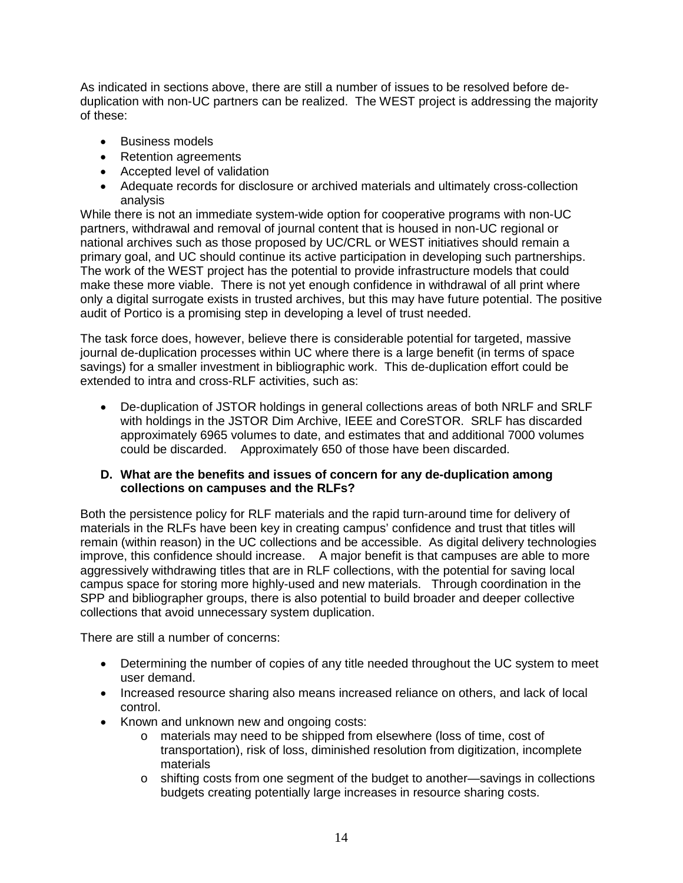As indicated in sections above, there are still a number of issues to be resolved before de-duplication with non-UC partners can be realized. The WEST project is addressing the majority of these:

- Business models
- Retention agreements
- Accepted level of validation
- Adequate records for disclosure or archived materials and ultimately cross-collection analysis

While there is not an immediate system-wide option for cooperative programs with non-UC partners, withdrawal and removal of journal content that is housed in non-UC regional or national archives such as those proposed by UC/CRL or WEST initiatives should remain a primary goal, and UC should continue its active participation in developing such partnerships. The work of the WEST project has the potential to provide infrastructure models that could make these more viable. There is not yet enough confidence in withdrawal of all print where only a digital surrogate exists in trusted archives, but this may have future potential. The positive audit of Portico is a promising step in developing a level of trust needed.

The task force does, however, believe there is considerable potential for targeted, massive journal de-duplication processes within UC where there is a large benefit (in terms of space savings) for a smaller investment in bibliographic work. This de-duplication effort could be extended to intra and cross-RLF activities, such as:

- De-duplication of JSTOR holdings in general collections areas of both NRLF and SRLF with holdings in the JSTOR Dim Archive, IEEE and CoreSTOR. SRLF has discarded approximately 6965 volumes to date, and estimates that and additional 7000 volumes could be discarded. Approximately 650 of those have been discarded.

**D. What are the benefits and issues of concern for any de-duplication among collections on campuses and the RLFs?**

Both the persistence policy for RLF materials and the rapid turn-around time for delivery of materials in the RLFs have been key in creating campus' confidence and trust that titles will remain (within reason) in the UC collections and be accessible. As digital delivery technologies improve, this confidence should increase. A major benefit is that campuses are able to more aggressively withdrawing titles that are in RLF collections, with the potential for saving local campus space for storing more highly-used and new materials. Through coordination in the SPP and bibliographer groups, there is also potential to build broader and deeper collective collections that avoid unnecessary system duplication.

There are still a number of concerns:

- Determining the number of copies of any title needed throughout the UC system to meet user demand.
- Increased resource sharing also means increased reliance on others, and lack of local control.
- Known and unknown new and ongoing costs:
    - materials may need to be shipped from elsewhere (loss of time, cost of transportation), risk of loss, diminished resolution from digitization, incomplete materials
    - shifting costs from one segment of the budget to another—savings in collections budgets creating potentially large increases in resource sharing costs.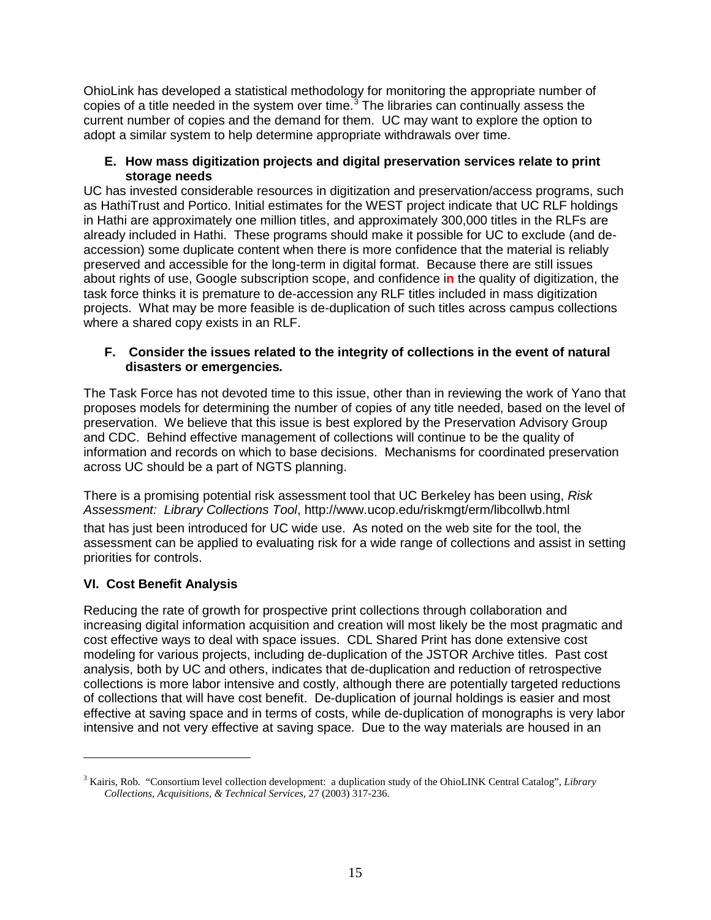OhioLink has developed a statistical methodology for monitoring the appropriate number of copies of a title needed in the system over time.[3] The libraries can continually assess the current number of copies and the demand for them. UC may want to explore the option to adopt a similar system to help determine appropriate withdrawals over time.

**E. How mass digitization projects and digital preservation services relate to print storage needs**

UC has invested considerable resources in digitization and preservation/access programs, such as HathiTrust and Portico. Initial estimates for the WEST project indicate that UC RLF holdings in Hathi are approximately one million titles, and approximately 300,000 titles in the RLFs are already included in Hathi. These programs should make it possible for UC to exclude (and de-accession) some duplicate content when there is more confidence that the material is reliably preserved and accessible for the long-term in digital format. Because there are still issues about rights of use, Google subscription scope, and confidence in the quality of digitization, the task force thinks it is premature to de-accession any RLF titles included in mass digitization projects. What may be more feasible is de-duplication of such titles across campus collections where a shared copy exists in an RLF.

**F. Consider the issues related to the integrity of collections in the event of natural disasters or emergencies.**

The Task Force has not devoted time to this issue, other than in reviewing the work of Yano that proposes models for determining the number of copies of any title needed, based on the level of preservation. We believe that this issue is best explored by the Preservation Advisory Group and CDC. Behind effective management of collections will continue to be the quality of information and records on which to base decisions. Mechanisms for coordinated preservation across UC should be a part of NGTS planning.

There is a promising potential risk assessment tool that UC Berkeley has been using, *Risk Assessment: Library Collections Tool*, http://www.ucop.edu/riskmgt/erm/libcollwb.html that has just been introduced for UC wide use. As noted on the web site for the tool, the assessment can be applied to evaluating risk for a wide range of collections and assist in setting priorities for controls.

## VI. Cost Benefit Analysis

Reducing the rate of growth for prospective print collections through collaboration and increasing digital information acquisition and creation will most likely be the most pragmatic and cost effective ways to deal with space issues. CDL Shared Print has done extensive cost modeling for various projects, including de-duplication of the JSTOR Archive titles. Past cost analysis, both by UC and others, indicates that de-duplication and reduction of retrospective collections is more labor intensive and costly, although there are potentially targeted reductions of collections that will have cost benefit. De-duplication of journal holdings is easier and most effective at saving space and in terms of costs, while de-duplication of monographs is very labor intensive and not very effective at saving space. Due to the way materials are housed in an

---

[3] Kairis, Rob. "Consortium level collection development: a duplication study of the OhioLINK Central Catalog", *Library Collections, Acquisitions, & Technical Services*, 27 (2003) 317-236.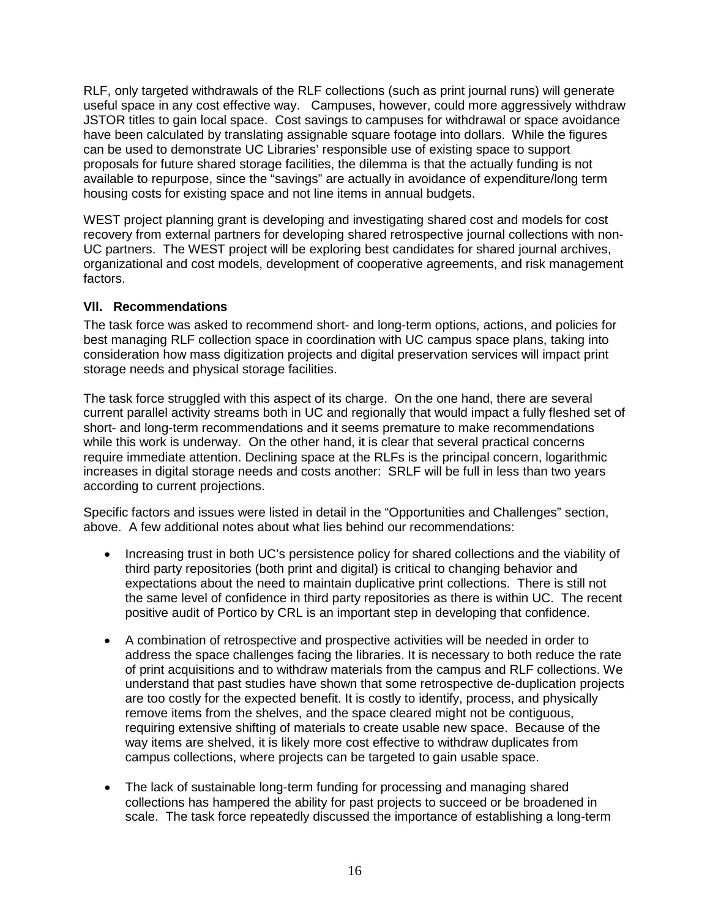RLF, only targeted withdrawals of the RLF collections (such as print journal runs) will generate useful space in any cost effective way.   Campuses, however, could more aggressively withdraw JSTOR titles to gain local space.  Cost savings to campuses for withdrawal or space avoidance have been calculated by translating assignable square footage into dollars.  While the figures can be used to demonstrate UC Libraries' responsible use of existing space to support proposals for future shared storage facilities, the dilemma is that the actually funding is not available to repurpose, since the "savings" are actually in avoidance of expenditure/long term housing costs for existing space and not line items in annual budgets.

WEST project planning grant is developing and investigating shared cost and models for cost recovery from external partners for developing shared retrospective journal collections with non-UC partners.  The WEST project will be exploring best candidates for shared journal archives, organizational and cost models, development of cooperative agreements, and risk management factors.

### VII.   Recommendations

The task force was asked to recommend short- and long-term options, actions, and policies for best managing RLF collection space in coordination with UC campus space plans, taking into consideration how mass digitization projects and digital preservation services will impact print storage needs and physical storage facilities.

The task force struggled with this aspect of its charge.  On the one hand, there are several current parallel activity streams both in UC and regionally that would impact a fully fleshed set of short- and long-term recommendations and it seems premature to make recommendations while this work is underway.  On the other hand, it is clear that several practical concerns require immediate attention. Declining space at the RLFs is the principal concern, logarithmic increases in digital storage needs and costs another:  SRLF will be full in less than two years according to current projections.

Specific factors and issues were listed in detail in the "Opportunities and Challenges" section, above.  A few additional notes about what lies behind our recommendations:

- Increasing trust in both UC's persistence policy for shared collections and the viability of third party repositories (both print and digital) is critical to changing behavior and expectations about the need to maintain duplicative print collections.  There is still not the same level of confidence in third party repositories as there is within UC.  The recent positive audit of Portico by CRL is an important step in developing that confidence.

- A combination of retrospective and prospective activities will be needed in order to address the space challenges facing the libraries. It is necessary to both reduce the rate of print acquisitions and to withdraw materials from the campus and RLF collections. We understand that past studies have shown that some retrospective de-duplication projects are too costly for the expected benefit. It is costly to identify, process, and physically remove items from the shelves, and the space cleared might not be contiguous, requiring extensive shifting of materials to create usable new space.  Because of the way items are shelved, it is likely more cost effective to withdraw duplicates from campus collections, where projects can be targeted to gain usable space.

- The lack of sustainable long-term funding for processing and managing shared collections has hampered the ability for past projects to succeed or be broadened in scale.  The task force repeatedly discussed the importance of establishing a long-term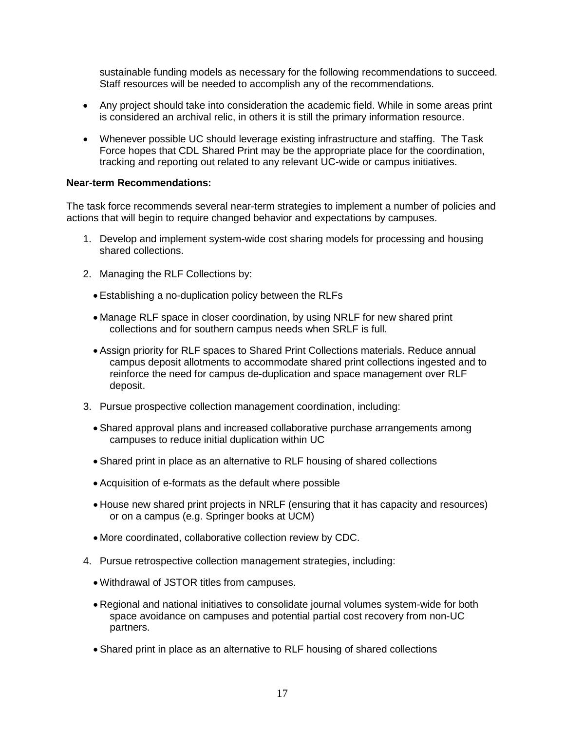sustainable funding models as necessary for the following recommendations to succeed. Staff resources will be needed to accomplish any of the recommendations.

- Any project should take into consideration the academic field. While in some areas print is considered an archival relic, in others it is still the primary information resource.
- Whenever possible UC should leverage existing infrastructure and staffing. The Task Force hopes that CDL Shared Print may be the appropriate place for the coordination, tracking and reporting out related to any relevant UC-wide or campus initiatives.

**Near-term Recommendations:**

The task force recommends several near-term strategies to implement a number of policies and actions that will begin to require changed behavior and expectations by campuses.

1. Develop and implement system-wide cost sharing models for processing and housing shared collections.
2. Managing the RLF Collections by:
   - Establishing a no-duplication policy between the RLFs
   - Manage RLF space in closer coordination, by using NRLF for new shared print collections and for southern campus needs when SRLF is full.
   - Assign priority for RLF spaces to Shared Print Collections materials. Reduce annual campus deposit allotments to accommodate shared print collections ingested and to reinforce the need for campus de-duplication and space management over RLF deposit.
3. Pursue prospective collection management coordination, including:
   - Shared approval plans and increased collaborative purchase arrangements among campuses to reduce initial duplication within UC
   - Shared print in place as an alternative to RLF housing of shared collections
   - Acquisition of e-formats as the default where possible
   - House new shared print projects in NRLF (ensuring that it has capacity and resources) or on a campus (e.g. Springer books at UCM)
   - More coordinated, collaborative collection review by CDC.
4. Pursue retrospective collection management strategies, including:
   - Withdrawal of JSTOR titles from campuses.
   - Regional and national initiatives to consolidate journal volumes system-wide for both space avoidance on campuses and potential partial cost recovery from non-UC partners.
   - Shared print in place as an alternative to RLF housing of shared collections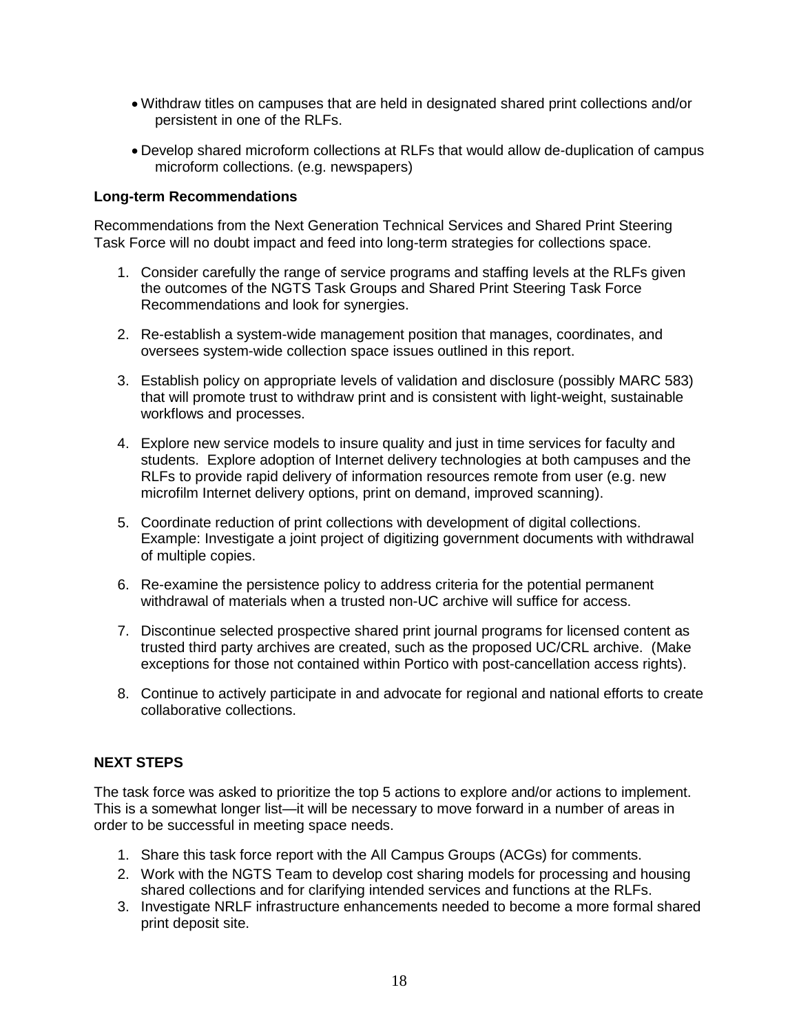- Withdraw titles on campuses that are held in designated shared print collections and/or persistent in one of the RLFs.
- Develop shared microform collections at RLFs that would allow de-duplication of campus microform collections. (e.g. newspapers)

**Long-term Recommendations**

Recommendations from the Next Generation Technical Services and Shared Print Steering Task Force will no doubt impact and feed into long-term strategies for collections space.

1. Consider carefully the range of service programs and staffing levels at the RLFs given the outcomes of the NGTS Task Groups and Shared Print Steering Task Force Recommendations and look for synergies.

2. Re-establish a system-wide management position that manages, coordinates, and oversees system-wide collection space issues outlined in this report.

3. Establish policy on appropriate levels of validation and disclosure (possibly MARC 583) that will promote trust to withdraw print and is consistent with light-weight, sustainable workflows and processes.

4. Explore new service models to insure quality and just in time services for faculty and students. Explore adoption of Internet delivery technologies at both campuses and the RLFs to provide rapid delivery of information resources remote from user (e.g. new microfilm Internet delivery options, print on demand, improved scanning).

5. Coordinate reduction of print collections with development of digital collections. Example: Investigate a joint project of digitizing government documents with withdrawal of multiple copies.

6. Re-examine the persistence policy to address criteria for the potential permanent withdrawal of materials when a trusted non-UC archive will suffice for access.

7. Discontinue selected prospective shared print journal programs for licensed content as trusted third party archives are created, such as the proposed UC/CRL archive. (Make exceptions for those not contained within Portico with post-cancellation access rights).

8. Continue to actively participate in and advocate for regional and national efforts to create collaborative collections.

## NEXT STEPS

The task force was asked to prioritize the top 5 actions to explore and/or actions to implement. This is a somewhat longer list—it will be necessary to move forward in a number of areas in order to be successful in meeting space needs.

1. Share this task force report with the All Campus Groups (ACGs) for comments.
2. Work with the NGTS Team to develop cost sharing models for processing and housing shared collections and for clarifying intended services and functions at the RLFs.
3. Investigate NRLF infrastructure enhancements needed to become a more formal shared print deposit site.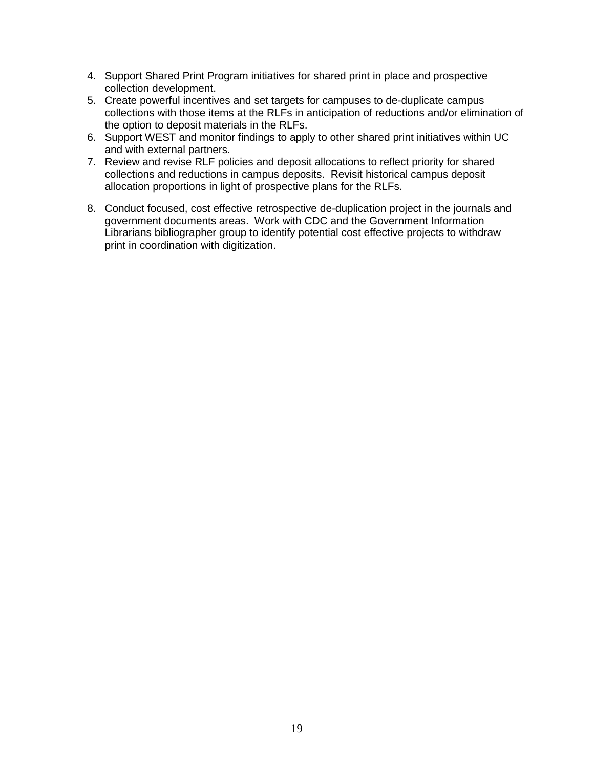4. Support Shared Print Program initiatives for shared print in place and prospective collection development.
5. Create powerful incentives and set targets for campuses to de-duplicate campus collections with those items at the RLFs in anticipation of reductions and/or elimination of the option to deposit materials in the RLFs.
6. Support WEST and monitor findings to apply to other shared print initiatives within UC and with external partners.
7. Review and revise RLF policies and deposit allocations to reflect priority for shared collections and reductions in campus deposits. Revisit historical campus deposit allocation proportions in light of prospective plans for the RLFs.
8. Conduct focused, cost effective retrospective de-duplication project in the journals and government documents areas. Work with CDC and the Government Information Librarians bibliographer group to identify potential cost effective projects to withdraw print in coordination with digitization.